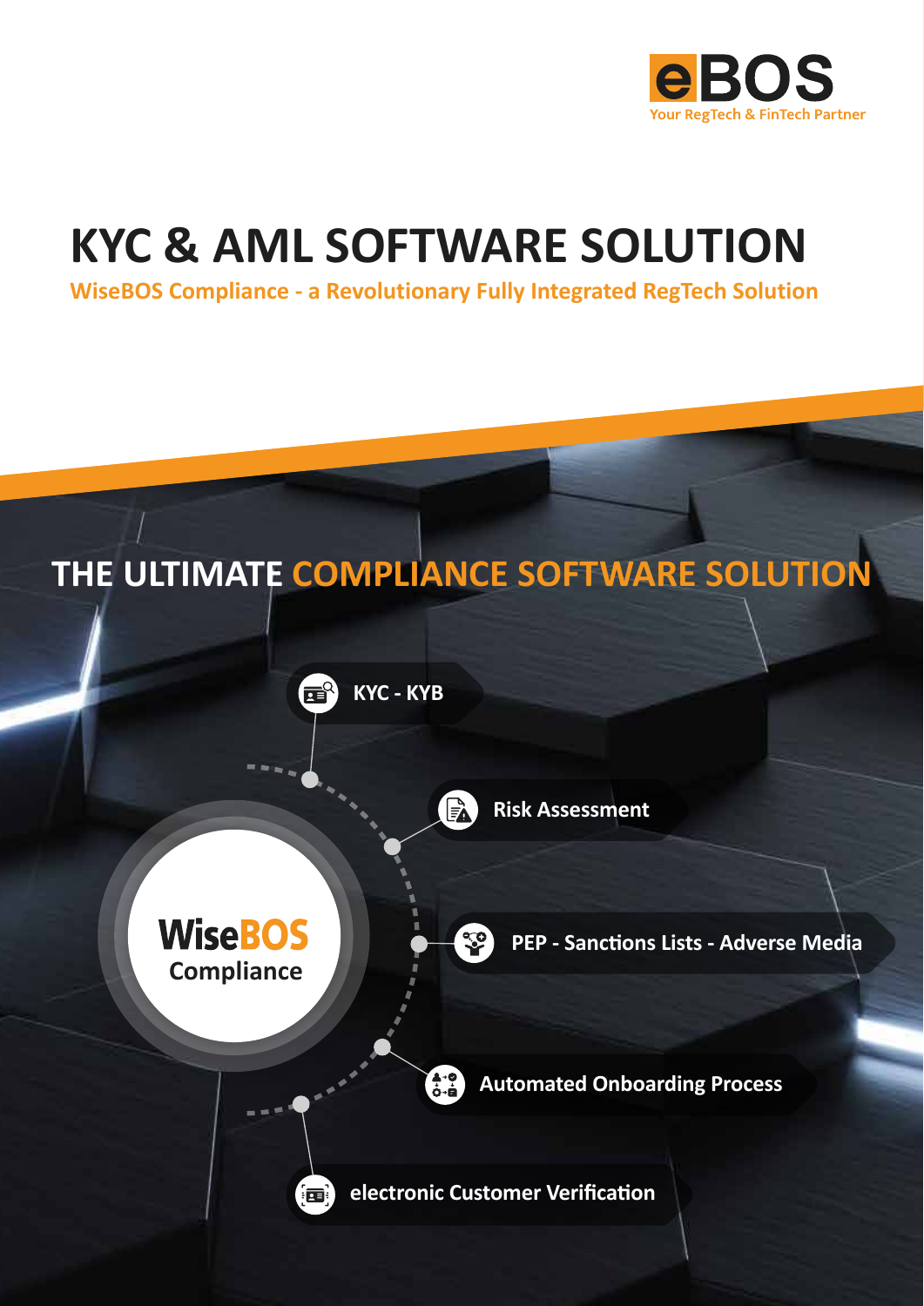eBOS

Your RegTech & FinTech Partner

# KYC & AML SOFTWARE SOLUTION

**WiseBOS Compliance - a Revolutionary Fully Integrated RegTech Solution**

## THE ULTIMATE COMPLIANCE SOFTWARE SOLUTION

**WiseBOS Compliance**

- KYC - KYB
- Risk Assessment
- PEP - Sanctions Lists - Adverse Media
- Automated Onboarding Process
- electronic Customer Verification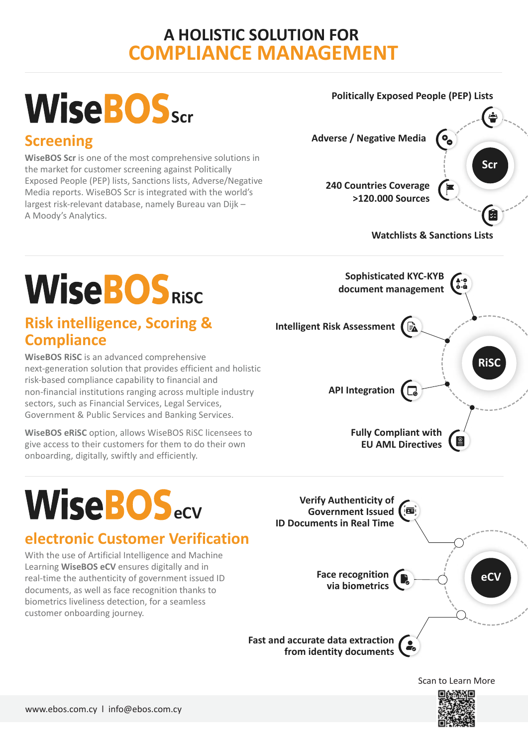# A HOLISTIC SOLUTION FOR COMPLIANCE MANAGEMENT

## WiseBOS Scr

### Screening

**WiseBOS Scr** is one of the most comprehensive solutions in the market for customer screening against Politically Exposed People (PEP) lists, Sanctions lists, Adverse/Negative Media reports. WiseBOS Scr is integrated with the world's largest risk-relevant database, namely Bureau van Dijk – A Moody's Analytics.

Scr

- Politically Exposed People (PEP) Lists
- Adverse / Negative Media
- 240 Countries Coverage >120.000 Sources
- Watchlists & Sanctions Lists

## WiseBOS RiSC

### Risk intelligence, Scoring & Compliance

**WiseBOS RiSC** is an advanced comprehensive next-generation solution that provides efficient and holistic risk-based compliance capability to financial and non-financial institutions ranging across multiple industry sectors, such as Financial Services, Legal Services, Government & Public Services and Banking Services.

**WiseBOS eRiSC** option, allows WiseBOS RiSC licensees to give access to their customers for them to do their own onboarding, digitally, swiftly and efficiently.

RiSC

- Sophisticated KYC-KYB document management
- Intelligent Risk Assessment
- API Integration
- Fully Compliant with EU AML Directives

## WiseBOS eCV

### electronic Customer Verification

With the use of Artificial Intelligence and Machine Learning **WiseBOS eCV** ensures digitally and in real-time the authenticity of government issued ID documents, as well as face recognition thanks to biometrics liveliness detection, for a seamless customer onboarding journey.

eCV

- Verify Authenticity of Government Issued ID Documents in Real Time
- Face recognition via biometrics
- Fast and accurate data extraction from identity documents

Scan to Learn More

www.ebos.com.cy l info@ebos.com.cy